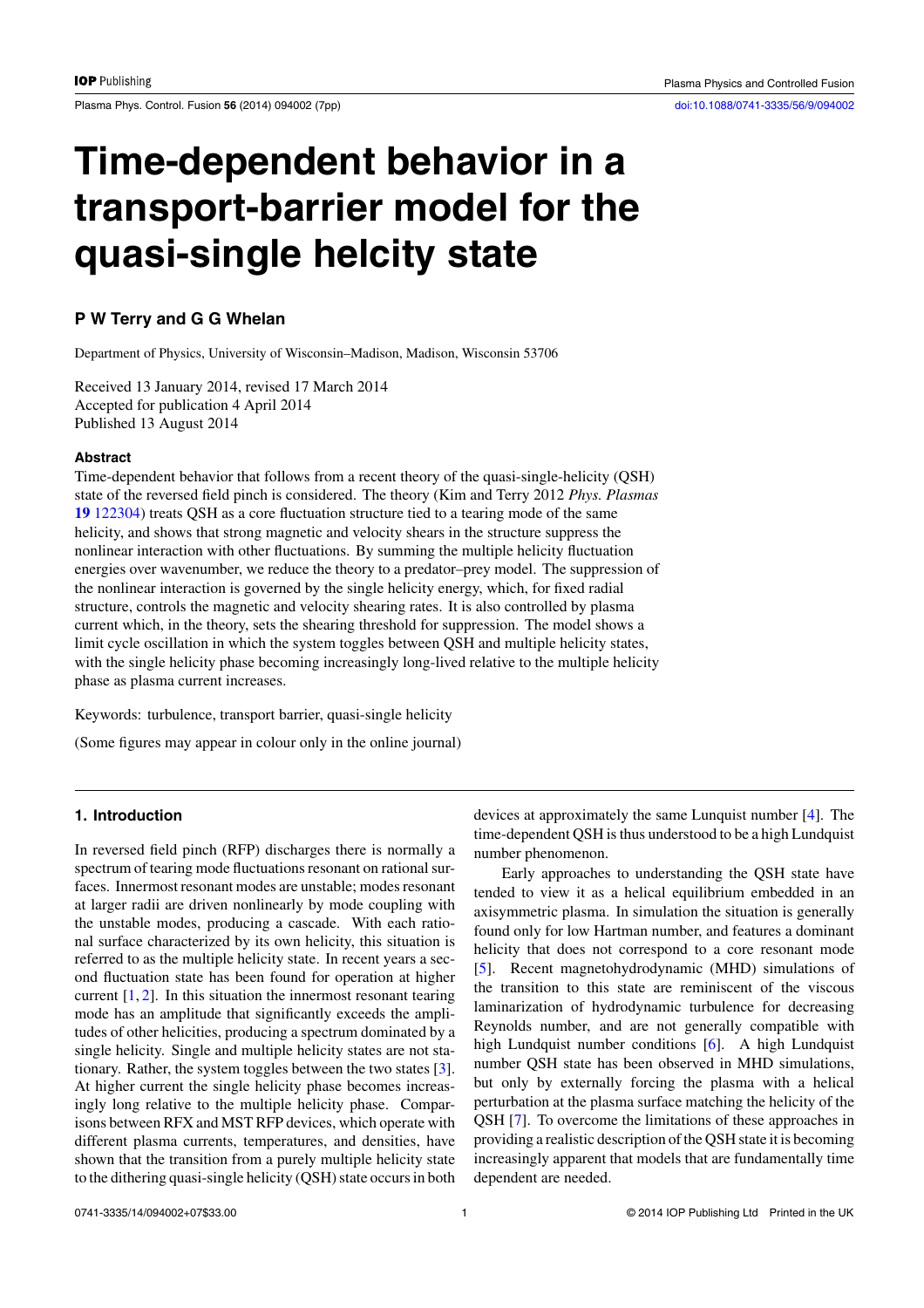# Time-dependent behavior in a transport-barrier model for the quasi-single helcity state

**P W Terry and G G Whelan**

Department of Physics, University of Wisconsin–Madison, Madison, Wisconsin 53706

Received 13 January 2014, revised 17 March 2014
Accepted for publication 4 April 2014
Published 13 August 2014

### Abstract

Time-dependent behavior that follows from a recent theory of the quasi-single-helicity (QSH) state of the reversed field pinch is considered. The theory (Kim and Terry 2012 *Phys. Plasmas* **19** 122304) treats QSH as a core fluctuation structure tied to a tearing mode of the same helicity, and shows that strong magnetic and velocity shears in the structure suppress the nonlinear interaction with other fluctuations. By summing the multiple helicity fluctuation energies over wavenumber, we reduce the theory to a predator–prey model. The suppression of the nonlinear interaction is governed by the single helicity energy, which, for fixed radial structure, controls the magnetic and velocity shearing rates. It is also controlled by plasma current which, in the theory, sets the shearing threshold for suppression. The model shows a limit cycle oscillation in which the system toggles between QSH and multiple helicity states, with the single helicity phase becoming increasingly long-lived relative to the multiple helicity phase as plasma current increases.

Keywords: turbulence, transport barrier, quasi-single helicity

(Some figures may appear in colour only in the online journal)

## 1. Introduction

In reversed field pinch (RFP) discharges there is normally a spectrum of tearing mode fluctuations resonant on rational surfaces. Innermost resonant modes are unstable; modes resonant at larger radii are driven nonlinearly by mode coupling with the unstable modes, producing a cascade. With each rational surface characterized by its own helicity, this situation is referred to as the multiple helicity state. In recent years a second fluctuation state has been found for operation at higher current [1, 2]. In this situation the innermost resonant tearing mode has an amplitude that significantly exceeds the amplitudes of other helicities, producing a spectrum dominated by a single helicity. Single and multiple helicity states are not stationary. Rather, the system toggles between the two states [3]. At higher current the single helicity phase becomes increasingly long lived relative to the multiple helicity phase. Comparisons between RFX and MST RFP devices, which operate with different plasma currents, temperatures, and densities, have shown that the transition from a purely multiple helicity state to the dithering quasi-single helicity (QSH) state occurs in both devices at approximately the same Lunquist number [4]. The time-dependent QSH is thus understood to be a high Lundquist number phenomenon.

Early approaches to understanding the QSH state have tended to view it as a helical equilibrium embedded in an axisymmetric plasma. In simulation the situation is generally found only for low Hartman number, and features a dominant helicity that does not correspond to a core resonant mode [5]. Recent magnetohydrodynamic (MHD) simulations of the transition to this state are reminiscent of the viscous laminarization of hydrodynamic turbulence for decreasing Reynolds number, and are not generally compatible with high Lundquist number conditions [6]. A high Lundquist number QSH state has been observed in MHD simulations, but only by externally forcing the plasma with a helical perturbation at the plasma surface matching the helicity of the QSH [7]. To overcome the limitations of these approaches in providing a realistic description of the QSH state it is becoming increasingly apparent that models that are fundamentally time dependent are needed.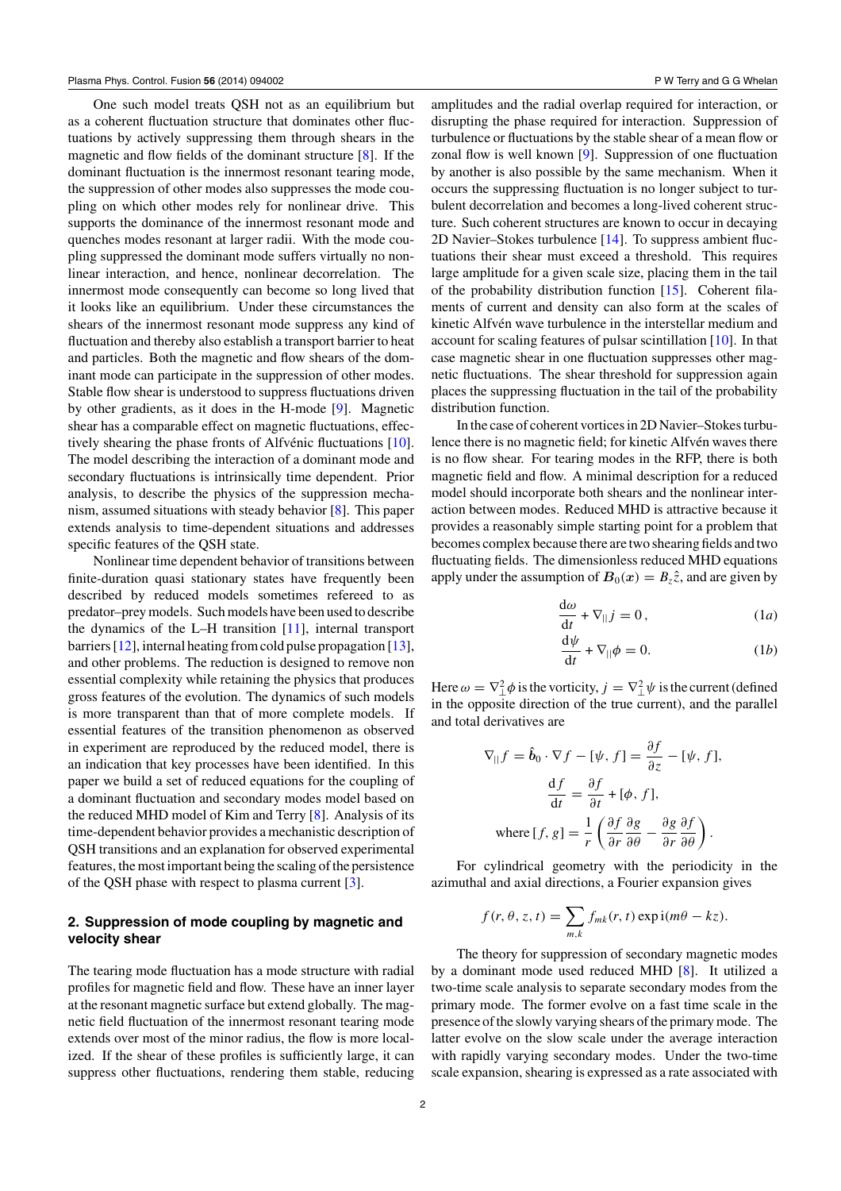One such model treats QSH not as an equilibrium but as a coherent fluctuation structure that dominates other fluctuations by actively suppressing them through shears in the magnetic and flow fields of the dominant structure [8]. If the dominant fluctuation is the innermost resonant tearing mode, the suppression of other modes also suppresses the mode coupling on which other modes rely for nonlinear drive. This supports the dominance of the innermost resonant mode and quenches modes resonant at larger radii. With the mode coupling suppressed the dominant mode suffers virtually no nonlinear interaction, and hence, nonlinear decorrelation. The innermost mode consequently can become so long lived that it looks like an equilibrium. Under these circumstances the shears of the innermost resonant mode suppress any kind of fluctuation and thereby also establish a transport barrier to heat and particles. Both the magnetic and flow shears of the dominant mode can participate in the suppression of other modes. Stable flow shear is understood to suppress fluctuations driven by other gradients, as it does in the H-mode [9]. Magnetic shear has a comparable effect on magnetic fluctuations, effectively shearing the phase fronts of Alfvénic fluctuations [10]. The model describing the interaction of a dominant mode and secondary fluctuations is intrinsically time dependent. Prior analysis, to describe the physics of the suppression mechanism, assumed situations with steady behavior [8]. This paper extends analysis to time-dependent situations and addresses specific features of the QSH state.

Nonlinear time dependent behavior of transitions between finite-duration quasi stationary states have frequently been described by reduced models sometimes refereed to as predator–prey models. Such models have been used to describe the dynamics of the L–H transition [11], internal transport barriers [12], internal heating from cold pulse propagation [13], and other problems. The reduction is designed to remove non essential complexity while retaining the physics that produces gross features of the evolution. The dynamics of such models is more transparent than that of more complete models. If essential features of the transition phenomenon as observed in experiment are reproduced by the reduced model, there is an indication that key processes have been identified. In this paper we build a set of reduced equations for the coupling of a dominant fluctuation and secondary modes model based on the reduced MHD model of Kim and Terry [8]. Analysis of its time-dependent behavior provides a mechanistic description of QSH transitions and an explanation for observed experimental features, the most important being the scaling of the persistence of the QSH phase with respect to plasma current [3].

## 2. Suppression of mode coupling by magnetic and velocity shear

The tearing mode fluctuation has a mode structure with radial profiles for magnetic field and flow. These have an inner layer at the resonant magnetic surface but extend globally. The magnetic field fluctuation of the innermost resonant tearing mode extends over most of the minor radius, the flow is more localized. If the shear of these profiles is sufficiently large, it can suppress other fluctuations, rendering them stable, reducing amplitudes and the radial overlap required for interaction, or disrupting the phase required for interaction. Suppression of turbulence or fluctuations by the stable shear of a mean flow or zonal flow is well known [9]. Suppression of one fluctuation by another is also possible by the same mechanism. When it occurs the suppressing fluctuation is no longer subject to turbulent decorrelation and becomes a long-lived coherent structure. Such coherent structures are known to occur in decaying 2D Navier–Stokes turbulence [14]. To suppress ambient fluctuations their shear must exceed a threshold. This requires large amplitude for a given scale size, placing them in the tail of the probability distribution function [15]. Coherent filaments of current and density can also form at the scales of kinetic Alfvén wave turbulence in the interstellar medium and account for scaling features of pulsar scintillation [10]. In that case magnetic shear in one fluctuation suppresses other magnetic fluctuations. The shear threshold for suppression again places the suppressing fluctuation in the tail of the probability distribution function.

In the case of coherent vortices in 2D Navier–Stokes turbulence there is no magnetic field; for kinetic Alfvén waves there is no flow shear. For tearing modes in the RFP, there is both magnetic field and flow. A minimal description for a reduced model should incorporate both shears and the nonlinear interaction between modes. Reduced MHD is attractive because it provides a reasonably simple starting point for a problem that becomes complex because there are two shearing fields and two fluctuating fields. The dimensionless reduced MHD equations apply under the assumption of $\boldsymbol{B}_0(\boldsymbol{x}) = B_z\hat{z}$, and are given by

$$\frac{\mathrm{d}\omega}{\mathrm{d}t} + \nabla_{||} j = 0\,, \tag{1a}$$

$$\frac{\mathrm{d}\psi}{\mathrm{d}t} + \nabla_{||}\phi = 0. \tag{1b}$$

Here $\omega = \nabla_\perp^2\phi$ is the vorticity, $j = \nabla_\perp^2\psi$ is the current (defined in the opposite direction of the true current), and the parallel and total derivatives are

$$\nabla_{||} f = \hat{\boldsymbol{b}}_0 \cdot \nabla f - [\psi, f] = \frac{\partial f}{\partial z} - [\psi, f],$$

$$\frac{\mathrm{d}f}{\mathrm{d}t} = \frac{\partial f}{\partial t} + [\phi, f],$$

$$\text{where } [f, g] = \frac{1}{r}\left(\frac{\partial f}{\partial r}\frac{\partial g}{\partial \theta} - \frac{\partial g}{\partial r}\frac{\partial f}{\partial \theta}\right).$$

For cylindrical geometry with the periodicity in the azimuthal and axial directions, a Fourier expansion gives

$$f(r, \theta, z, t) = \sum_{m,k} f_{mk}(r, t) \exp \mathrm{i}(m\theta - kz).$$

The theory for suppression of secondary magnetic modes by a dominant mode used reduced MHD [8]. It utilized a two-time scale analysis to separate secondary modes from the primary mode. The former evolve on a fast time scale in the presence of the slowly varying shears of the primary mode. The latter evolve on the slow scale under the average interaction with rapidly varying secondary modes. Under the two-time scale expansion, shearing is expressed as a rate associated with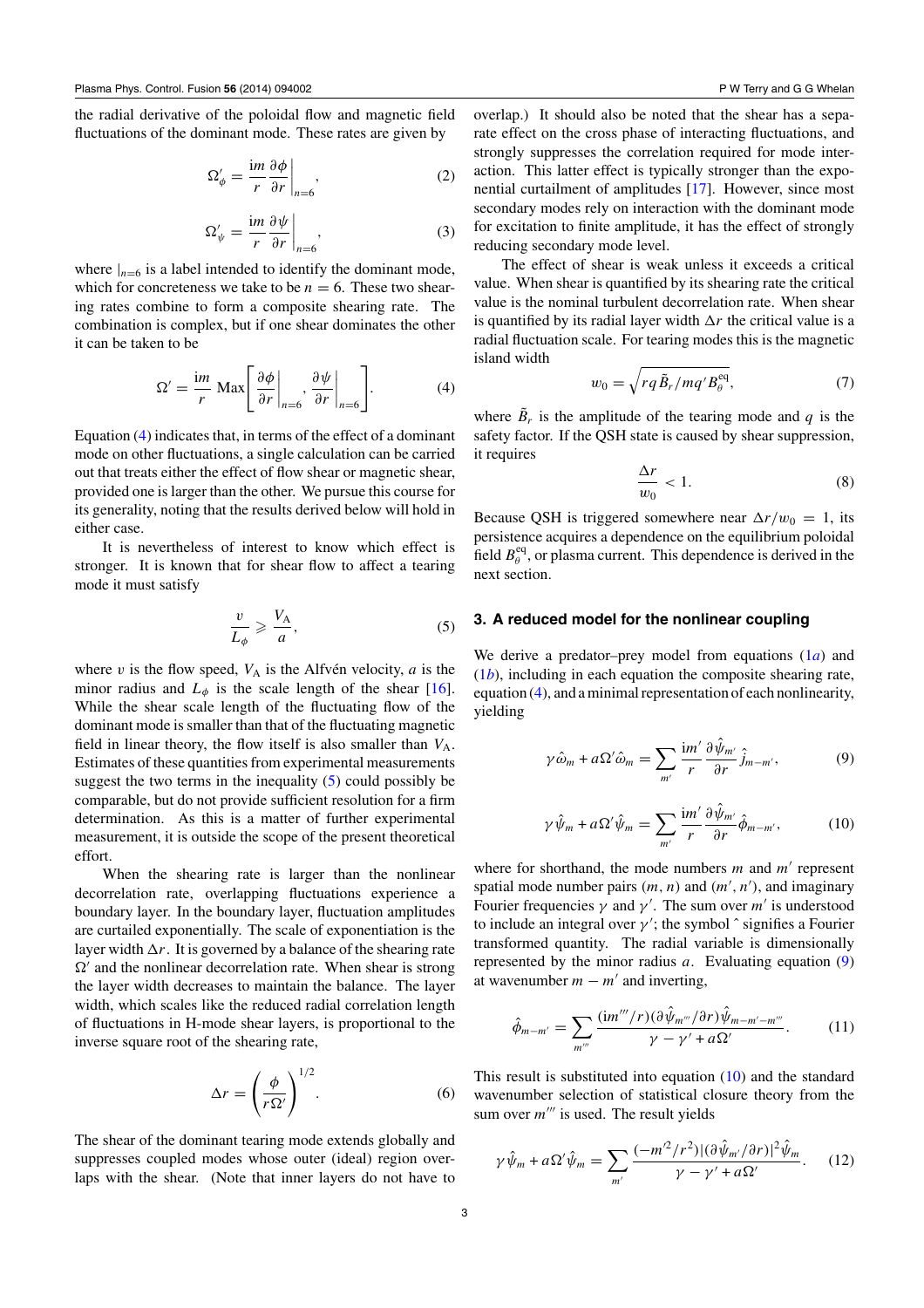the radial derivative of the poloidal flow and magnetic field fluctuations of the dominant mode. These rates are given by

$$\Omega'_\phi = \frac{im}{r}\frac{\partial\phi}{\partial r}\bigg|_{n=6}, \tag{2}$$

$$\Omega'_\psi = \frac{im}{r}\frac{\partial\psi}{\partial r}\bigg|_{n=6}, \tag{3}$$

where $|_{n=6}$ is a label intended to identify the dominant mode, which for concreteness we take to be $n = 6$. These two shearing rates combine to form a composite shearing rate. The combination is complex, but if one shear dominates the other it can be taken to be

$$\Omega' = \frac{im}{r}\,\mathrm{Max}\left[\frac{\partial\phi}{\partial r}\bigg|_{n=6}, \frac{\partial\psi}{\partial r}\bigg|_{n=6}\right]. \tag{4}$$

Equation (4) indicates that, in terms of the effect of a dominant mode on other fluctuations, a single calculation can be carried out that treats either the effect of flow shear or magnetic shear, provided one is larger than the other. We pursue this course for its generality, noting that the results derived below will hold in either case.

It is nevertheless of interest to know which effect is stronger. It is known that for shear flow to affect a tearing mode it must satisfy

$$\frac{v}{L_\phi} \geqslant \frac{V_\mathrm{A}}{a}, \tag{5}$$

where $v$ is the flow speed, $V_\mathrm{A}$ is the Alfvén velocity, $a$ is the minor radius and $L_\phi$ is the scale length of the shear [16]. While the shear scale length of the fluctuating flow of the dominant mode is smaller than that of the fluctuating magnetic field in linear theory, the flow itself is also smaller than $V_\mathrm{A}$. Estimates of these quantities from experimental measurements suggest the two terms in the inequality (5) could possibly be comparable, but do not provide sufficient resolution for a firm determination. As this is a matter of further experimental measurement, it is outside the scope of the present theoretical effort.

When the shearing rate is larger than the nonlinear decorrelation rate, overlapping fluctuations experience a boundary layer. In the boundary layer, fluctuation amplitudes are curtailed exponentially. The scale of exponentiation is the layer width $\Delta r$. It is governed by a balance of the shearing rate $\Omega'$ and the nonlinear decorrelation rate. When shear is strong the layer width decreases to maintain the balance. The layer width, which scales like the reduced radial correlation length of fluctuations in H-mode shear layers, is proportional to the inverse square root of the shearing rate,

$$\Delta r = \left(\frac{\phi}{r\Omega'}\right)^{1/2}. \tag{6}$$

The shear of the dominant tearing mode extends globally and suppresses coupled modes whose outer (ideal) region overlaps with the shear. (Note that inner layers do not have to overlap.) It should also be noted that the shear has a separate effect on the cross phase of interacting fluctuations, and strongly suppresses the correlation required for mode interaction. This latter effect is typically stronger than the exponential curtailment of amplitudes [17]. However, since most secondary modes rely on interaction with the dominant mode for excitation to finite amplitude, it has the effect of strongly reducing secondary mode level.

The effect of shear is weak unless it exceeds a critical value. When shear is quantified by its shearing rate the critical value is the nominal turbulent decorrelation rate. When shear is quantified by its radial layer width $\Delta r$ the critical value is a radial fluctuation scale. For tearing modes this is the magnetic island width

$$w_0 = \sqrt{rq\tilde{B}_r/mq'B_\theta^{\mathrm{eq}}}, \tag{7}$$

where $\tilde{B}_r$ is the amplitude of the tearing mode and $q$ is the safety factor. If the QSH state is caused by shear suppression, it requires

$$\frac{\Delta r}{w_0} < 1. \tag{8}$$

Because QSH is triggered somewhere near $\Delta r/w_0 = 1$, its persistence acquires a dependence on the equilibrium poloidal field $B_\theta^{\mathrm{eq}}$, or plasma current. This dependence is derived in the next section.

## 3. A reduced model for the nonlinear coupling

We derive a predator–prey model from equations (1*a*) and (1*b*), including in each equation the composite shearing rate, equation (4), and a minimal representation of each nonlinearity, yielding

$$\gamma\hat{\omega}_m + a\Omega'\hat{\omega}_m = \sum_{m'}\frac{im'}{r}\frac{\partial\hat{\psi}_{m'}}{\partial r}\hat{j}_{m-m'}, \tag{9}$$

$$\gamma\hat{\psi}_m + a\Omega'\hat{\psi}_m = \sum_{m'}\frac{im'}{r}\frac{\partial\hat{\psi}_{m'}}{\partial r}\hat{\phi}_{m-m'}, \tag{10}$$

where for shorthand, the mode numbers $m$ and $m'$ represent spatial mode number pairs $(m, n)$ and $(m', n')$, and imaginary Fourier frequencies $\gamma$ and $\gamma'$. The sum over $m'$ is understood to include an integral over $\gamma'$; the symbol $\hat{}$ signifies a Fourier transformed quantity. The radial variable is dimensionally represented by the minor radius $a$. Evaluating equation (9) at wavenumber $m - m'$ and inverting,

$$\hat{\phi}_{m-m'} = \sum_{m'''}\frac{(im'''/r)(\partial\hat{\psi}_{m'''}/\partial r)\hat{\psi}_{m-m'-m'''}}{\gamma-\gamma'+a\Omega'}. \tag{11}$$

This result is substituted into equation (10) and the standard wavenumber selection of statistical closure theory from the sum over $m'''$ is used. The result yields

$$\gamma\hat{\psi}_m + a\Omega'\hat{\psi}_m = \sum_{m'}\frac{(-m'^2/r^2)|(\partial\hat{\psi}_{m'}/\partial r)|^2\hat{\psi}_m}{\gamma-\gamma'+a\Omega'}. \tag{12}$$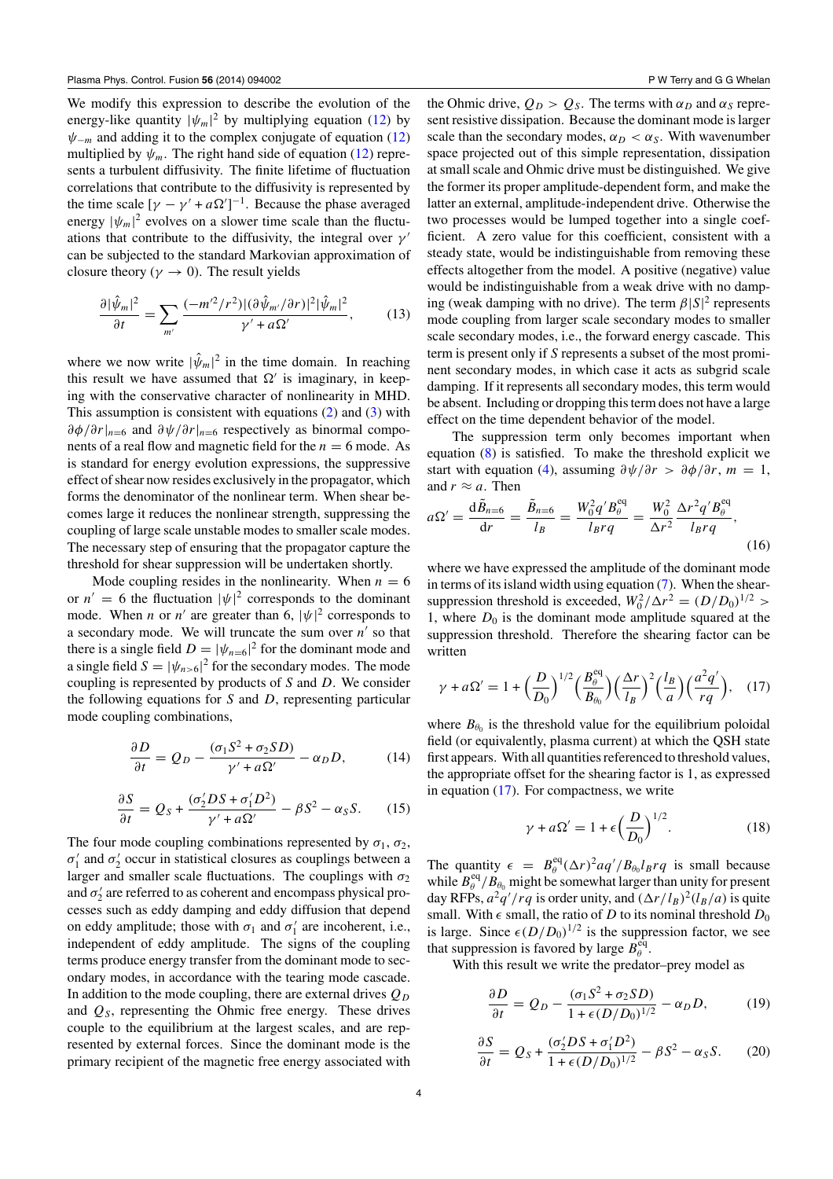We modify this expression to describe the evolution of the energy-like quantity $|\psi_m|^2$ by multiplying equation (12) by $\psi_{-m}$ and adding it to the complex conjugate of equation (12) multiplied by $\psi_m$. The right hand side of equation (12) represents a turbulent diffusivity. The finite lifetime of fluctuation correlations that contribute to the diffusivity is represented by the time scale $[\gamma - \gamma' + a\Omega']^{-1}$. Because the phase averaged energy $|\psi_m|^2$ evolves on a slower time scale than the fluctuations that contribute to the diffusivity, the integral over $\gamma'$ can be subjected to the standard Markovian approximation of closure theory ($\gamma \to 0$). The result yields

$$\frac{\partial |\hat{\psi}_m|^2}{\partial t} = \sum_{m'} \frac{(-m'^2/r^2)|(\partial \hat{\psi}_{m'}/\partial r)|^2 |\hat{\psi}_m|^2}{\gamma' + a\Omega'}, \tag{13}$$

where we now write $|\hat{\psi}_m|^2$ in the time domain. In reaching this result we have assumed that $\Omega'$ is imaginary, in keeping with the conservative character of nonlinearity in MHD. This assumption is consistent with equations (2) and (3) with $\partial\phi/\partial r|_{n=6}$ and $\partial\psi/\partial r|_{n=6}$ respectively as binormal components of a real flow and magnetic field for the $n = 6$ mode. As is standard for energy evolution expressions, the suppressive effect of shear now resides exclusively in the propagator, which forms the denominator of the nonlinear term. When shear becomes large it reduces the nonlinear strength, suppressing the coupling of large scale unstable modes to smaller scale modes. The necessary step of ensuring that the propagator capture the threshold for shear suppression will be undertaken shortly.

Mode coupling resides in the nonlinearity. When $n = 6$ or $n' = 6$ the fluctuation $|\psi|^2$ corresponds to the dominant mode. When $n$ or $n'$ are greater than 6, $|\psi|^2$ corresponds to a secondary mode. We will truncate the sum over $n'$ so that there is a single field $D = |\psi_{n=6}|^2$ for the dominant mode and a single field $S = |\psi_{n>6}|^2$ for the secondary modes. The mode coupling is represented by products of $S$ and $D$. We consider the following equations for $S$ and $D$, representing particular mode coupling combinations,

$$\frac{\partial D}{\partial t} = Q_D - \frac{(\sigma_1 S^2 + \sigma_2 SD)}{\gamma' + a\Omega'} - \alpha_D D, \tag{14}$$

$$\frac{\partial S}{\partial t} = Q_S + \frac{(\sigma_2' DS + \sigma_1' D^2)}{\gamma' + a\Omega'} - \beta S^2 - \alpha_S S. \tag{15}$$

The four mode coupling combinations represented by $\sigma_1$, $\sigma_2$, $\sigma_1'$ and $\sigma_2'$ occur in statistical closures as couplings between a larger and smaller scale fluctuations. The couplings with $\sigma_2$ and $\sigma_2'$ are referred to as coherent and encompass physical processes such as eddy damping and eddy diffusion that depend on eddy amplitude; those with $\sigma_1$ and $\sigma_1'$ are incoherent, i.e., independent of eddy amplitude. The signs of the coupling terms produce energy transfer from the dominant mode to secondary modes, in accordance with the tearing mode cascade. In addition to the mode coupling, there are external drives $Q_D$ and $Q_S$, representing the Ohmic free energy. These drives couple to the equilibrium at the largest scales, and are represented by external forces. Since the dominant mode is the primary recipient of the magnetic free energy associated with the Ohmic drive, $Q_D > Q_S$. The terms with $\alpha_D$ and $\alpha_S$ represent resistive dissipation. Because the dominant mode is larger scale than the secondary modes, $\alpha_D < \alpha_S$. With wavenumber space projected out of this simple representation, dissipation at small scale and Ohmic drive must be distinguished. We give the former its proper amplitude-dependent form, and make the latter an external, amplitude-independent drive. Otherwise the two processes would be lumped together into a single coefficient. A zero value for this coefficient, consistent with a steady state, would be indistinguishable from removing these effects altogether from the model. A positive (negative) value would be indistinguishable from a weak drive with no damping (weak damping with no drive). The term $\beta|S|^2$ represents mode coupling from larger scale secondary modes to smaller scale secondary modes, i.e., the forward energy cascade. This term is present only if $S$ represents a subset of the most prominent secondary modes, in which case it acts as subgrid scale damping. If it represents all secondary modes, this term would be absent. Including or dropping this term does not have a large effect on the time dependent behavior of the model.

The suppression term only becomes important when equation (8) is satisfied. To make the threshold explicit we start with equation (4), assuming $\partial\psi/\partial r > \partial\phi/\partial r$, $m = 1$, and $r \approx a$. Then

$$a\Omega' = \frac{\mathrm{d}\tilde{B}_{n=6}}{\mathrm{d}r} = \frac{\tilde{B}_{n=6}}{l_B} = \frac{W_0^2 q' B_\theta^{\mathrm{eq}}}{l_B r q} = \frac{W_0^2}{\Delta r^2}\frac{\Delta r^2 q' B_\theta^{\mathrm{eq}}}{l_B r q}, \tag{16}$$

where we have expressed the amplitude of the dominant mode in terms of its island width using equation (7). When the shear-suppression threshold is exceeded, $W_0^2/\Delta r^2 = (D/D_0)^{1/2} > 1$, where $D_0$ is the dominant mode amplitude squared at the suppression threshold. Therefore the shearing factor can be written

$$\gamma + a\Omega' = 1 + \left(\frac{D}{D_0}\right)^{1/2}\left(\frac{B_\theta^{\mathrm{eq}}}{B_{\theta_0}}\right)\left(\frac{\Delta r}{l_B}\right)^2\left(\frac{l_B}{a}\right)\left(\frac{a^2 q'}{rq}\right), \tag{17}$$

where $B_{\theta_0}$ is the threshold value for the equilibrium poloidal field (or equivalently, plasma current) at which the QSH state first appears. With all quantities referenced to threshold values, the appropriate offset for the shearing factor is 1, as expressed in equation (17). For compactness, we write

$$\gamma + a\Omega' = 1 + \epsilon\left(\frac{D}{D_0}\right)^{1/2}. \tag{18}$$

The quantity $\epsilon = B_\theta^{\mathrm{eq}}(\Delta r)^2 a q'/B_{\theta_0} l_B r q$ is small because while $B_\theta^{\mathrm{eq}}/B_{\theta_0}$ might be somewhat larger than unity for present day RFPs, $a^2 q'/rq$ is order unity, and $(\Delta r/l_B)^2(l_B/a)$ is quite small. With $\epsilon$ small, the ratio of $D$ to its nominal threshold $D_0$ is large. Since $\epsilon(D/D_0)^{1/2}$ is the suppression factor, we see that suppression is favored by large $B_\theta^{\mathrm{eq}}$.

With this result we write the predator–prey model as

$$\frac{\partial D}{\partial t} = Q_D - \frac{(\sigma_1 S^2 + \sigma_2 SD)}{1 + \epsilon(D/D_0)^{1/2}} - \alpha_D D, \tag{19}$$

$$\frac{\partial S}{\partial t} = Q_S + \frac{(\sigma_2' DS + \sigma_1' D^2)}{1 + \epsilon(D/D_0)^{1/2}} - \beta S^2 - \alpha_S S. \tag{20}$$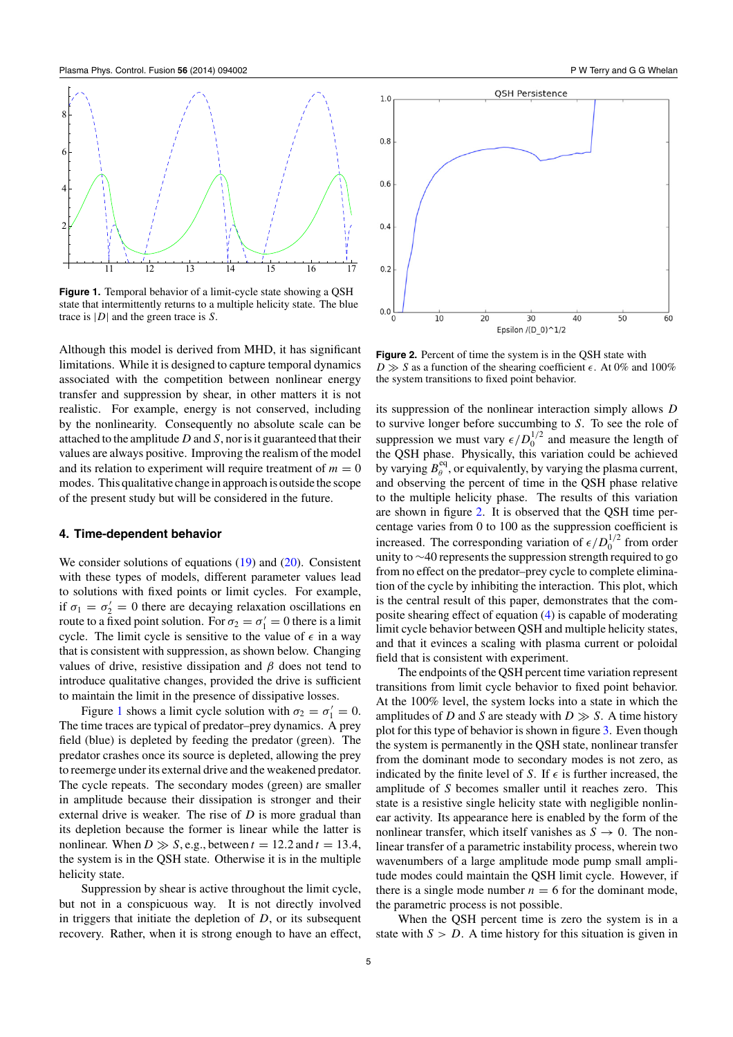Figure 1. Temporal behavior of a limit-cycle state showing a QSH state that intermittently returns to a multiple helicity state. The blue trace is $|D|$ and the green trace is $S$.

Although this model is derived from MHD, it has significant limitations. While it is designed to capture temporal dynamics associated with the competition between nonlinear energy transfer and suppression by shear, in other matters it is not realistic. For example, energy is not conserved, including by the nonlinearity. Consequently no absolute scale can be attached to the amplitude $D$ and $S$, nor is it guaranteed that their values are always positive. Improving the realism of the model and its relation to experiment will require treatment of $m = 0$ modes. This qualitative change in approach is outside the scope of the present study but will be considered in the future.

## 4. Time-dependent behavior

We consider solutions of equations (19) and (20). Consistent with these types of models, different parameter values lead to solutions with fixed points or limit cycles. For example, if $\sigma_1 = \sigma_2' = 0$ there are decaying relaxation oscillations en route to a fixed point solution. For $\sigma_2 = \sigma_1' = 0$ there is a limit cycle. The limit cycle is sensitive to the value of $\epsilon$ in a way that is consistent with suppression, as shown below. Changing values of drive, resistive dissipation and $\beta$ does not tend to introduce qualitative changes, provided the drive is sufficient to maintain the limit in the presence of dissipative losses.

Figure 1 shows a limit cycle solution with $\sigma_2 = \sigma_1' = 0$. The time traces are typical of predator–prey dynamics. A prey field (blue) is depleted by feeding the predator (green). The predator crashes once its source is depleted, allowing the prey to reemerge under its external drive and the weakened predator. The cycle repeats. The secondary modes (green) are smaller in amplitude because their dissipation is stronger and their external drive is weaker. The rise of $D$ is more gradual than its depletion because the former is linear while the latter is nonlinear. When $D \gg S$, e.g., between $t = 12.2$ and $t = 13.4$, the system is in the QSH state. Otherwise it is in the multiple helicity state.

Suppression by shear is active throughout the limit cycle, but not in a conspicuous way. It is not directly involved in triggers that initiate the depletion of $D$, or its subsequent recovery. Rather, when it is strong enough to have an effect, its suppression of the nonlinear interaction simply allows $D$ to survive longer before succumbing to $S$. To see the role of suppression we must vary $\epsilon/D_0^{1/2}$ and measure the length of the QSH phase. Physically, this variation could be achieved by varying $B_\theta^{\mathrm{eq}}$, or equivalently, by varying the plasma current, and observing the percent of time in the QSH phase relative to the multiple helicity phase. The results of this variation are shown in figure 2. It is observed that the QSH time percentage varies from 0 to 100 as the suppression coefficient is increased. The corresponding variation of $\epsilon/D_0^{1/2}$ from order unity to ~40 represents the suppression strength required to go from no effect on the predator–prey cycle to complete elimination of the cycle by inhibiting the interaction. This plot, which is the central result of this paper, demonstrates that the composite shearing effect of equation (4) is capable of moderating limit cycle behavior between QSH and multiple helicity states, and that it evinces a scaling with plasma current or poloidal field that is consistent with experiment.

Figure 2. Percent of time the system is in the QSH state with $D \gg S$ as a function of the shearing coefficient $\epsilon$. At 0% and 100% the system transitions to fixed point behavior.

The endpoints of the QSH percent time variation represent transitions from limit cycle behavior to fixed point behavior. At the 100% level, the system locks into a state in which the amplitudes of $D$ and $S$ are steady with $D \gg S$. A time history plot for this type of behavior is shown in figure 3. Even though the system is permanently in the QSH state, nonlinear transfer from the dominant mode to secondary modes is not zero, as indicated by the finite level of $S$. If $\epsilon$ is further increased, the amplitude of $S$ becomes smaller until it reaches zero. This state is a resistive single helicity state with negligible nonlinear activity. Its appearance here is enabled by the form of the nonlinear transfer, which itself vanishes as $S \to 0$. The nonlinear transfer of a parametric instability process, wherein two wavenumbers of a large amplitude mode pump small amplitude modes could maintain the QSH limit cycle. However, if there is a single mode number $n = 6$ for the dominant mode, the parametric process is not possible.

When the QSH percent time is zero the system is in a state with $S > D$. A time history for this situation is given in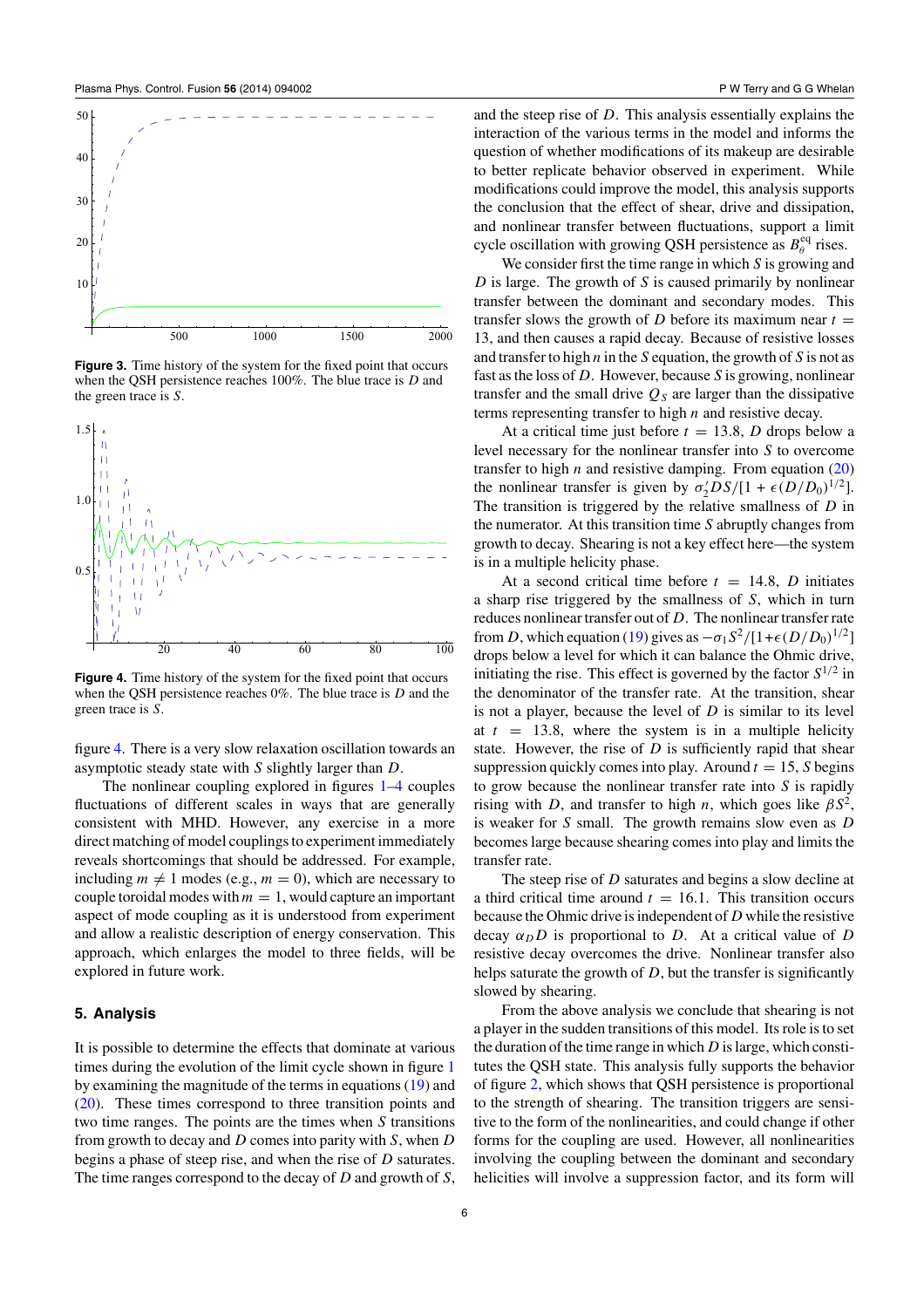**Figure 3.** Time history of the system for the fixed point that occurs when the QSH persistence reaches 100%. The blue trace is $D$ and the green trace is $S$.

**Figure 4.** Time history of the system for the fixed point that occurs when the QSH persistence reaches 0%. The blue trace is $D$ and the green trace is $S$.

figure 4. There is a very slow relaxation oscillation towards an asymptotic steady state with $S$ slightly larger than $D$.

The nonlinear coupling explored in figures 1–4 couples fluctuations of different scales in ways that are generally consistent with MHD. However, any exercise in a more direct matching of model couplings to experiment immediately reveals shortcomings that should be addressed. For example, including $m \neq 1$ modes (e.g., $m = 0$), which are necessary to couple toroidal modes with $m = 1$, would capture an important aspect of mode coupling as it is understood from experiment and allow a realistic description of energy conservation. This approach, which enlarges the model to three fields, will be explored in future work.

## 5. Analysis

It is possible to determine the effects that dominate at various times during the evolution of the limit cycle shown in figure 1 by examining the magnitude of the terms in equations (19) and (20). These times correspond to three transition points and two time ranges. The points are the times when $S$ transitions from growth to decay and $D$ comes into parity with $S$, when $D$ begins a phase of steep rise, and when the rise of $D$ saturates. The time ranges correspond to the decay of $D$ and growth of $S$, and the steep rise of $D$. This analysis essentially explains the interaction of the various terms in the model and informs the question of whether modifications of its makeup are desirable to better replicate behavior observed in experiment. While modifications could improve the model, this analysis supports the conclusion that the effect of shear, drive and dissipation, and nonlinear transfer between fluctuations, support a limit cycle oscillation with growing QSH persistence as $B_\theta^{\text{eq}}$ rises.

We consider first the time range in which $S$ is growing and $D$ is large. The growth of $S$ is caused primarily by nonlinear transfer between the dominant and secondary modes. This transfer slows the growth of $D$ before its maximum near $t = 13$, and then causes a rapid decay. Because of resistive losses and transfer to high $n$ in the $S$ equation, the growth of $S$ is not as fast as the loss of $D$. However, because $S$ is growing, nonlinear transfer and the small drive $Q_S$ are larger than the dissipative terms representing transfer to high $n$ and resistive decay.

At a critical time just before $t = 13.8$, $D$ drops below a level necessary for the nonlinear transfer into $S$ to overcome transfer to high $n$ and resistive damping. From equation (20) the nonlinear transfer is given by $\sigma_2' DS/[1 + \epsilon(D/D_0)^{1/2}]$. The transition is triggered by the relative smallness of $D$ in the numerator. At this transition time $S$ abruptly changes from growth to decay. Shearing is not a key effect here—the system is in a multiple helicity phase.

At a second critical time before $t = 14.8$, $D$ initiates a sharp rise triggered by the smallness of $S$, which in turn reduces nonlinear transfer out of $D$. The nonlinear transfer rate from $D$, which equation (19) gives as $-\sigma_1 S^2/[1+\epsilon(D/D_0)^{1/2}]$ drops below a level for which it can balance the Ohmic drive, initiating the rise. This effect is governed by the factor $S^{1/2}$ in the denominator of the transfer rate. At the transition, shear is not a player, because the level of $D$ is similar to its level at $t = 13.8$, where the system is in a multiple helicity state. However, the rise of $D$ is sufficiently rapid that shear suppression quickly comes into play. Around $t = 15$, $S$ begins to grow because the nonlinear transfer rate into $S$ is rapidly rising with $D$, and transfer to high $n$, which goes like $\beta S^2$, is weaker for $S$ small. The growth remains slow even as $D$ becomes large because shearing comes into play and limits the transfer rate.

The steep rise of $D$ saturates and begins a slow decline at a third critical time around $t = 16.1$. This transition occurs because the Ohmic drive is independent of $D$ while the resistive decay $\alpha_D D$ is proportional to $D$. At a critical value of $D$ resistive decay overcomes the drive. Nonlinear transfer also helps saturate the growth of $D$, but the transfer is significantly slowed by shearing.

From the above analysis we conclude that shearing is not a player in the sudden transitions of this model. Its role is to set the duration of the time range in which $D$ is large, which constitutes the QSH state. This analysis fully supports the behavior of figure 2, which shows that QSH persistence is proportional to the strength of shearing. The transition triggers are sensitive to the form of the nonlinearities, and could change if other forms for the coupling are used. However, all nonlinearities involving the coupling between the dominant and secondary helicities will involve a suppression factor, and its form will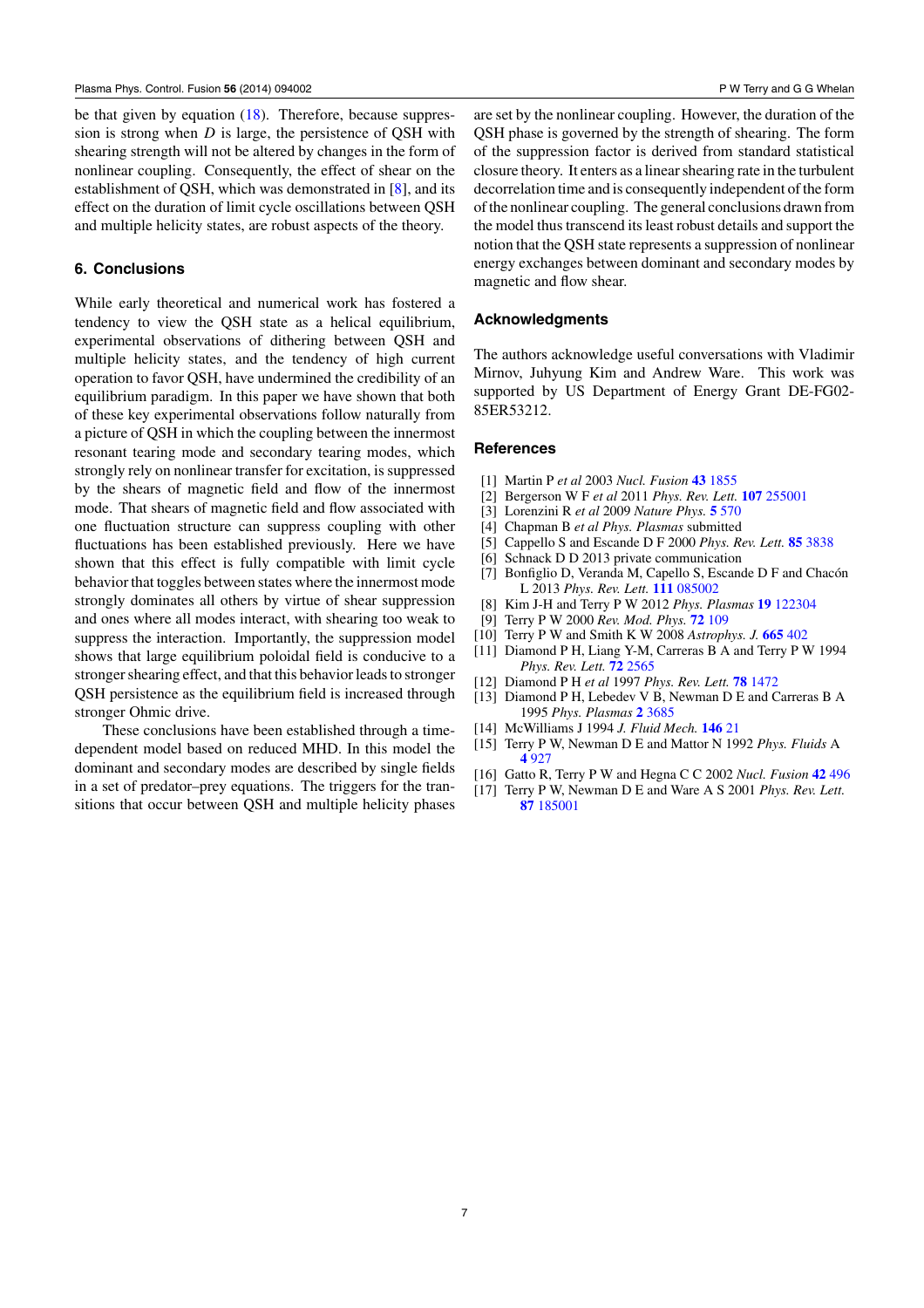be that given by equation (18). Therefore, because suppression is strong when $D$ is large, the persistence of QSH with shearing strength will not be altered by changes in the form of nonlinear coupling. Consequently, the effect of shear on the establishment of QSH, which was demonstrated in [8], and its effect on the duration of limit cycle oscillations between QSH and multiple helicity states, are robust aspects of the theory.

## 6. Conclusions

While early theoretical and numerical work has fostered a tendency to view the QSH state as a helical equilibrium, experimental observations of dithering between QSH and multiple helicity states, and the tendency of high current operation to favor QSH, have undermined the credibility of an equilibrium paradigm. In this paper we have shown that both of these key experimental observations follow naturally from a picture of QSH in which the coupling between the innermost resonant tearing mode and secondary tearing modes, which strongly rely on nonlinear transfer for excitation, is suppressed by the shears of magnetic field and flow of the innermost mode. That shears of magnetic field and flow associated with one fluctuation structure can suppress coupling with other fluctuations has been established previously. Here we have shown that this effect is fully compatible with limit cycle behavior that toggles between states where the innermost mode strongly dominates all others by virtue of shear suppression and ones where all modes interact, with shearing too weak to suppress the interaction. Importantly, the suppression model shows that large equilibrium poloidal field is conducive to a stronger shearing effect, and that this behavior leads to stronger QSH persistence as the equilibrium field is increased through stronger Ohmic drive.

These conclusions have been established through a time-dependent model based on reduced MHD. In this model the dominant and secondary modes are described by single fields in a set of predator–prey equations. The triggers for the transitions that occur between QSH and multiple helicity phases are set by the nonlinear coupling. However, the duration of the QSH phase is governed by the strength of shearing. The form of the suppression factor is derived from standard statistical closure theory. It enters as a linear shearing rate in the turbulent decorrelation time and is consequently independent of the form of the nonlinear coupling. The general conclusions drawn from the model thus transcend its least robust details and support the notion that the QSH state represents a suppression of nonlinear energy exchanges between dominant and secondary modes by magnetic and flow shear.

## Acknowledgments

The authors acknowledge useful conversations with Vladimir Mirnov, Juhyung Kim and Andrew Ware. This work was supported by US Department of Energy Grant DE-FG02-85ER53212.

## References

[1] Martin P *et al* 2003 *Nucl. Fusion* **43** 1855
[2] Bergerson W F *et al* 2011 *Phys. Rev. Lett.* **107** 255001
[3] Lorenzini R *et al* 2009 *Nature Phys.* **5** 570
[4] Chapman B *et al Phys. Plasmas* submitted
[5] Cappello S and Escande D F 2000 *Phys. Rev. Lett.* **85** 3838
[6] Schnack D D 2013 private communication
[7] Bonfiglio D, Veranda M, Capello S, Escande D F and Chacón L 2013 *Phys. Rev. Lett.* **111** 085002
[8] Kim J-H and Terry P W 2012 *Phys. Plasmas* **19** 122304
[9] Terry P W 2000 *Rev. Mod. Phys.* **72** 109
[10] Terry P W and Smith K W 2008 *Astrophys. J.* **665** 402
[11] Diamond P H, Liang Y-M, Carreras B A and Terry P W 1994 *Phys. Rev. Lett.* **72** 2565
[12] Diamond P H *et al* 1997 *Phys. Rev. Lett.* **78** 1472
[13] Diamond P H, Lebedev V B, Newman D E and Carreras B A 1995 *Phys. Plasmas* **2** 3685
[14] McWilliams J 1994 *J. Fluid Mech.* **146** 21
[15] Terry P W, Newman D E and Mattor N 1992 *Phys. Fluids* A **4** 927
[16] Gatto R, Terry P W and Hegna C C 2002 *Nucl. Fusion* **42** 496
[17] Terry P W, Newman D E and Ware A S 2001 *Phys. Rev. Lett.* **87** 185001